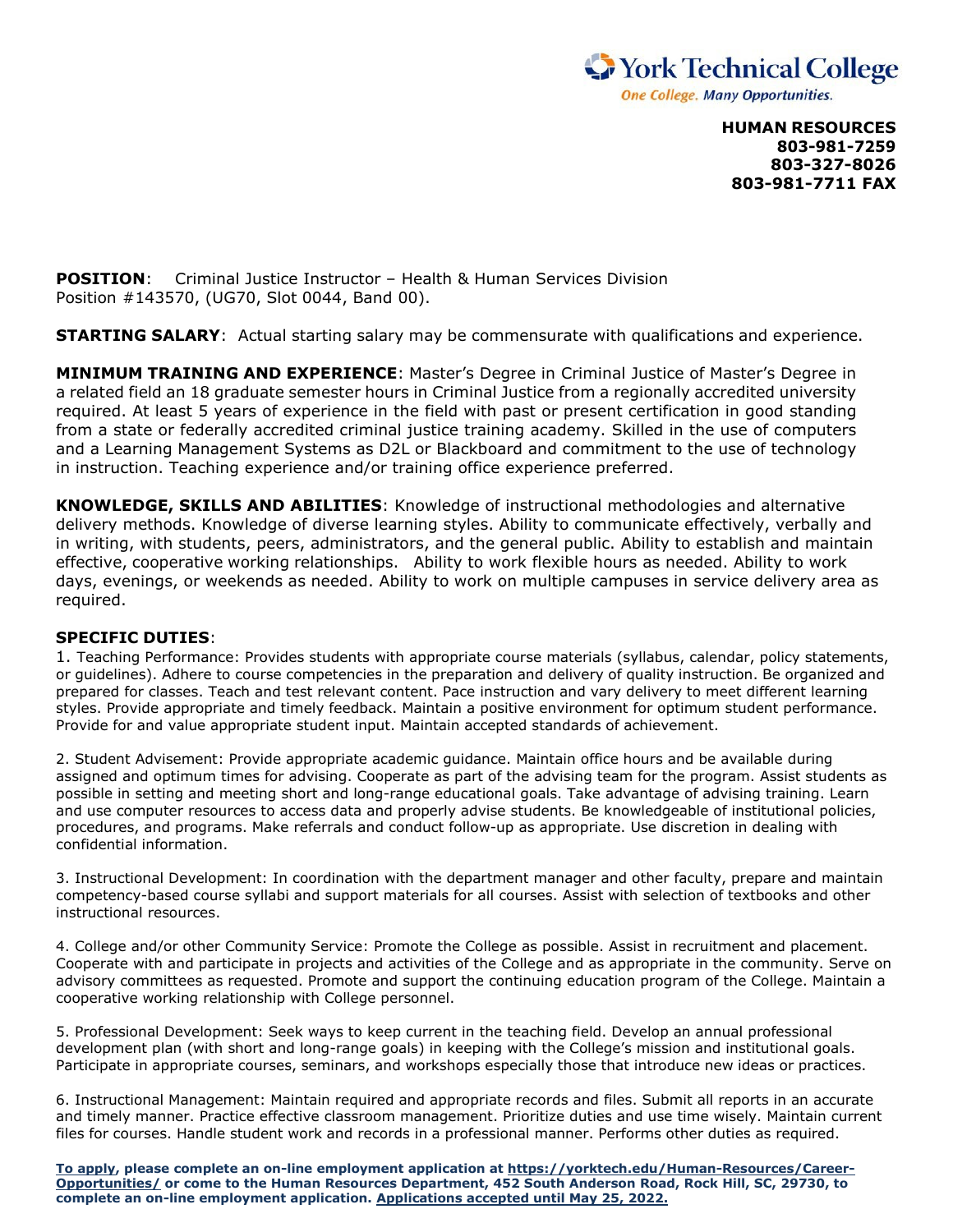York Technical College
*One College. Many Opportunities.*

**HUMAN RESOURCES**
**803-981-7259**
**803-327-8026**
**803-981-7711 FAX**

**POSITION**: Criminal Justice Instructor – Health & Human Services Division
Position #143570, (UG70, Slot 0044, Band 00).

**STARTING SALARY**: Actual starting salary may be commensurate with qualifications and experience.

**MINIMUM TRAINING AND EXPERIENCE**: Master's Degree in Criminal Justice of Master's Degree in a related field an 18 graduate semester hours in Criminal Justice from a regionally accredited university required. At least 5 years of experience in the field with past or present certification in good standing from a state or federally accredited criminal justice training academy. Skilled in the use of computers and a Learning Management Systems as D2L or Blackboard and commitment to the use of technology in instruction. Teaching experience and/or training office experience preferred.

**KNOWLEDGE, SKILLS AND ABILITIES**: Knowledge of instructional methodologies and alternative delivery methods. Knowledge of diverse learning styles. Ability to communicate effectively, verbally and in writing, with students, peers, administrators, and the general public. Ability to establish and maintain effective, cooperative working relationships. Ability to work flexible hours as needed. Ability to work days, evenings, or weekends as needed. Ability to work on multiple campuses in service delivery area as required.

**SPECIFIC DUTIES**:

1. Teaching Performance: Provides students with appropriate course materials (syllabus, calendar, policy statements, or guidelines). Adhere to course competencies in the preparation and delivery of quality instruction. Be organized and prepared for classes. Teach and test relevant content. Pace instruction and vary delivery to meet different learning styles. Provide appropriate and timely feedback. Maintain a positive environment for optimum student performance. Provide for and value appropriate student input. Maintain accepted standards of achievement.

2. Student Advisement: Provide appropriate academic guidance. Maintain office hours and be available during assigned and optimum times for advising. Cooperate as part of the advising team for the program. Assist students as possible in setting and meeting short and long-range educational goals. Take advantage of advising training. Learn and use computer resources to access data and properly advise students. Be knowledgeable of institutional policies, procedures, and programs. Make referrals and conduct follow-up as appropriate. Use discretion in dealing with confidential information.

3. Instructional Development: In coordination with the department manager and other faculty, prepare and maintain competency-based course syllabi and support materials for all courses. Assist with selection of textbooks and other instructional resources.

4. College and/or other Community Service: Promote the College as possible. Assist in recruitment and placement. Cooperate with and participate in projects and activities of the College and as appropriate in the community. Serve on advisory committees as requested. Promote and support the continuing education program of the College. Maintain a cooperative working relationship with College personnel.

5. Professional Development: Seek ways to keep current in the teaching field. Develop an annual professional development plan (with short and long-range goals) in keeping with the College's mission and institutional goals. Participate in appropriate courses, seminars, and workshops especially those that introduce new ideas or practices.

6. Instructional Management: Maintain required and appropriate records and files. Submit all reports in an accurate and timely manner. Practice effective classroom management. Prioritize duties and use time wisely. Maintain current files for courses. Handle student work and records in a professional manner. Performs other duties as required.

**To apply, please complete an on-line employment application at https://yorktech.edu/Human-Resources/Career-Opportunities/ or come to the Human Resources Department, 452 South Anderson Road, Rock Hill, SC, 29730, to complete an on-line employment application. Applications accepted until May 25, 2022.**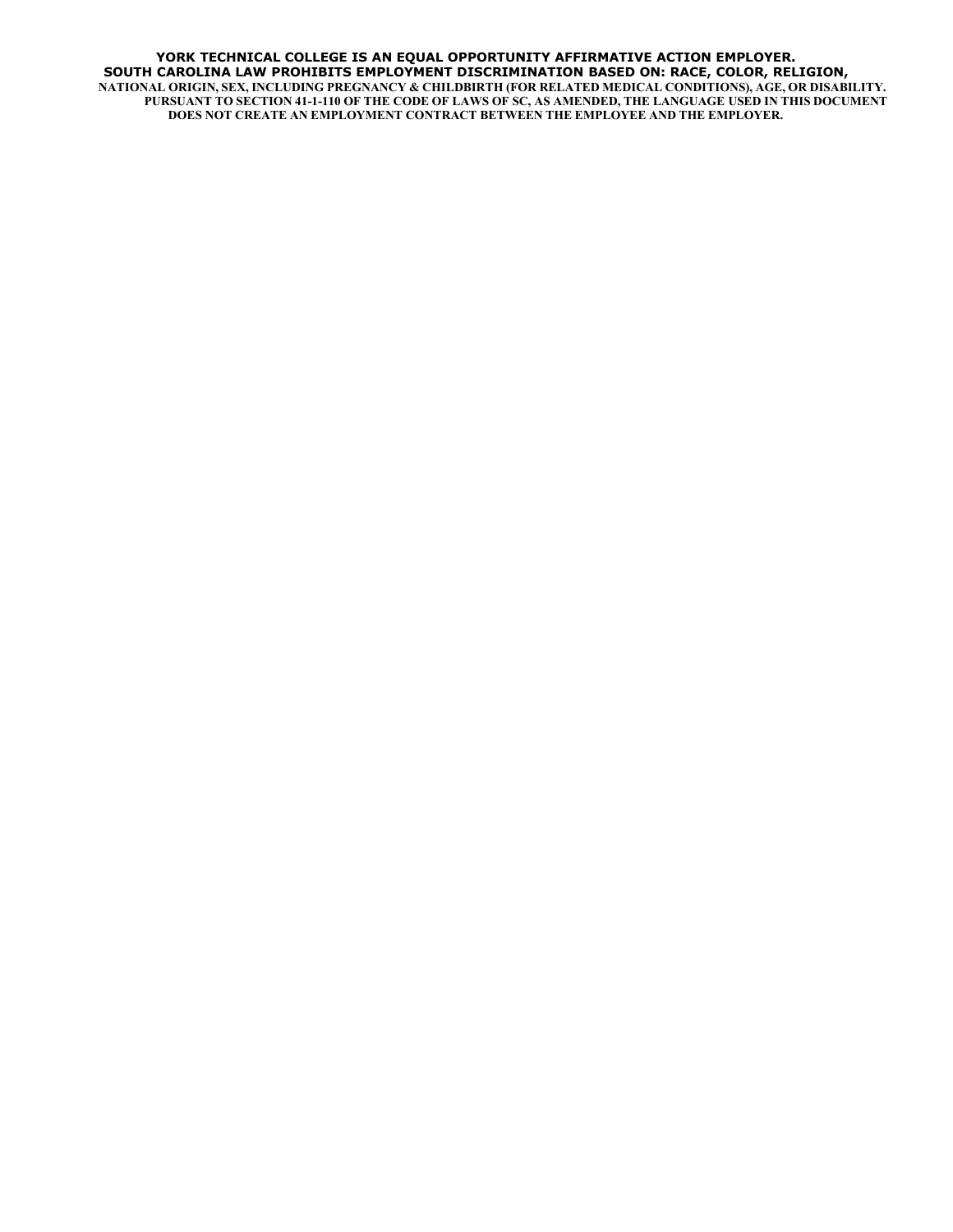**YORK TECHNICAL COLLEGE IS AN EQUAL OPPORTUNITY AFFIRMATIVE ACTION EMPLOYER.**
**SOUTH CAROLINA LAW PROHIBITS EMPLOYMENT DISCRIMINATION BASED ON: RACE, COLOR, RELIGION, NATIONAL ORIGIN, SEX, INCLUDING PREGNANCY & CHILDBIRTH (FOR RELATED MEDICAL CONDITIONS), AGE, OR DISABILITY.**
**PURSUANT TO SECTION 41-1-110 OF THE CODE OF LAWS OF SC, AS AMENDED, THE LANGUAGE USED IN THIS DOCUMENT DOES NOT CREATE AN EMPLOYMENT CONTRACT BETWEEN THE EMPLOYEE AND THE EMPLOYER.**